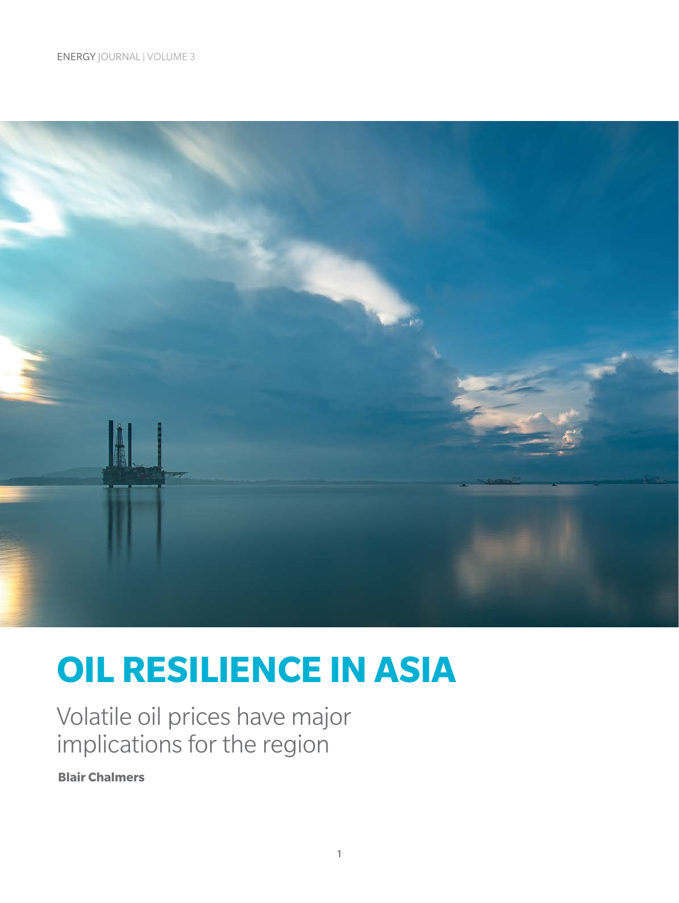# OIL RESILIENCE IN ASIA

Volatile oil prices have major implications for the region

**Blair Chalmers**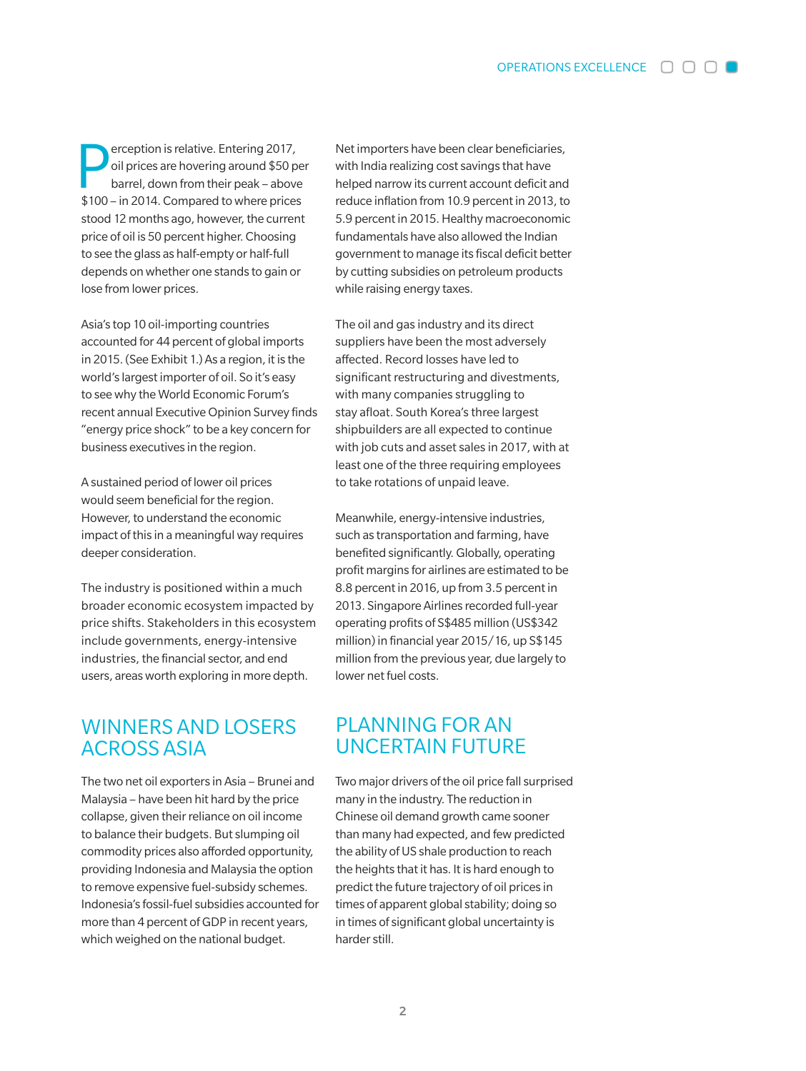Perception is relative. Entering 2017, oil prices are hovering around $50 per barrel, down from their peak – above $100 – in 2014. Compared to where prices stood 12 months ago, however, the current price of oil is 50 percent higher. Choosing to see the glass as half-empty or half-full depends on whether one stands to gain or lose from lower prices.

Asia's top 10 oil-importing countries accounted for 44 percent of global imports in 2015. (See Exhibit 1.) As a region, it is the world's largest importer of oil. So it's easy to see why the World Economic Forum's recent annual Executive Opinion Survey finds "energy price shock" to be a key concern for business executives in the region.

A sustained period of lower oil prices would seem beneficial for the region. However, to understand the economic impact of this in a meaningful way requires deeper consideration.

The industry is positioned within a much broader economic ecosystem impacted by price shifts. Stakeholders in this ecosystem include governments, energy-intensive industries, the financial sector, and end users, areas worth exploring in more depth.

## WINNERS AND LOSERS ACROSS ASIA

The two net oil exporters in Asia – Brunei and Malaysia – have been hit hard by the price collapse, given their reliance on oil income to balance their budgets. But slumping oil commodity prices also afforded opportunity, providing Indonesia and Malaysia the option to remove expensive fuel-subsidy schemes. Indonesia's fossil-fuel subsidies accounted for more than 4 percent of GDP in recent years, which weighed on the national budget.

Net importers have been clear beneficiaries, with India realizing cost savings that have helped narrow its current account deficit and reduce inflation from 10.9 percent in 2013, to 5.9 percent in 2015. Healthy macroeconomic fundamentals have also allowed the Indian government to manage its fiscal deficit better by cutting subsidies on petroleum products while raising energy taxes.

The oil and gas industry and its direct suppliers have been the most adversely affected. Record losses have led to significant restructuring and divestments, with many companies struggling to stay afloat. South Korea's three largest shipbuilders are all expected to continue with job cuts and asset sales in 2017, with at least one of the three requiring employees to take rotations of unpaid leave.

Meanwhile, energy-intensive industries, such as transportation and farming, have benefited significantly. Globally, operating profit margins for airlines are estimated to be 8.8 percent in 2016, up from 3.5 percent in 2013. Singapore Airlines recorded full-year operating profits of S$485 million (US$342 million) in financial year 2015/16, up S$145 million from the previous year, due largely to lower net fuel costs.

## PLANNING FOR AN UNCERTAIN FUTURE

Two major drivers of the oil price fall surprised many in the industry. The reduction in Chinese oil demand growth came sooner than many had expected, and few predicted the ability of US shale production to reach the heights that it has. It is hard enough to predict the future trajectory of oil prices in times of apparent global stability; doing so in times of significant global uncertainty is harder still.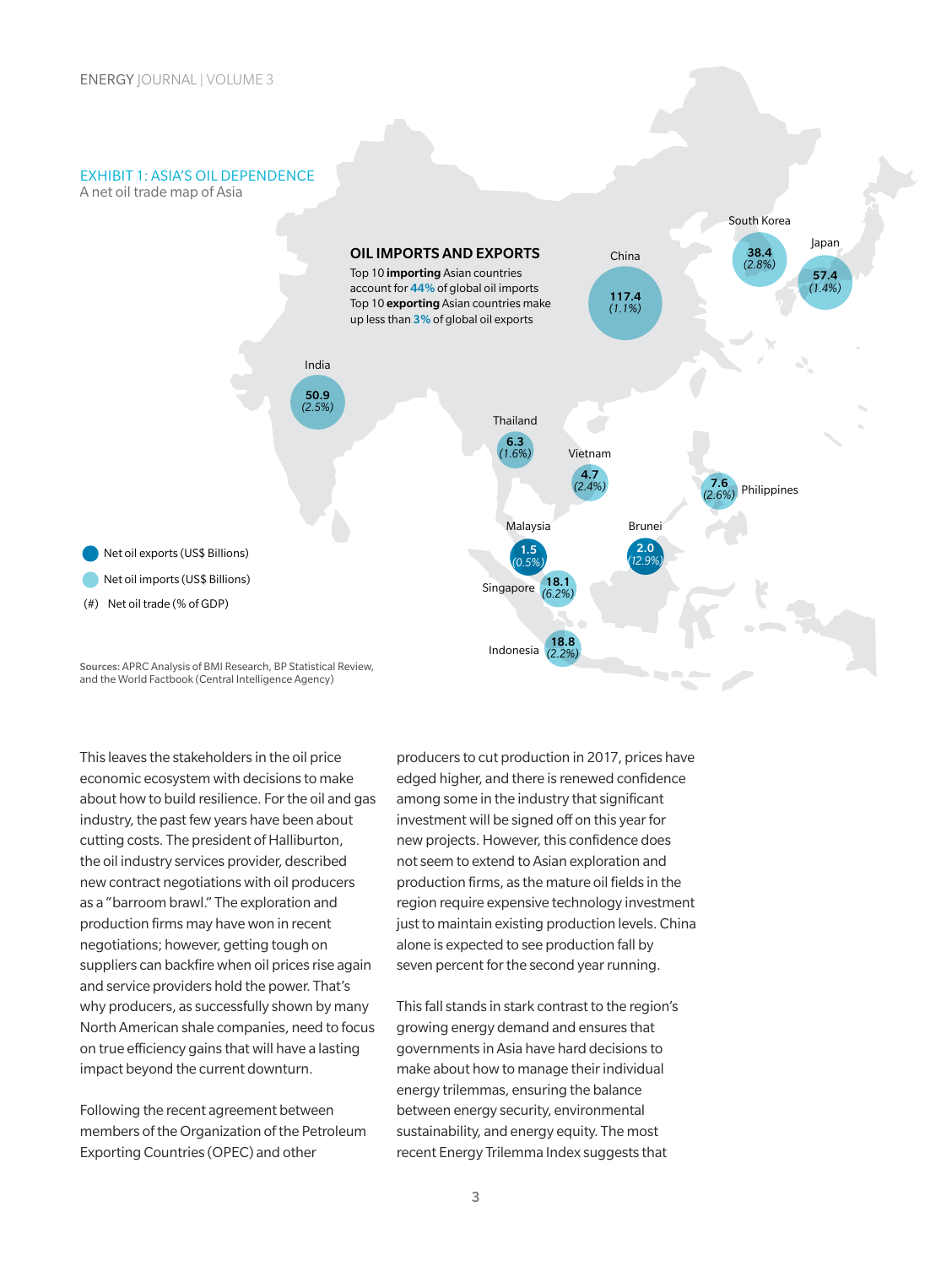## EXHIBIT 1: ASIA'S OIL DEPENDENCE

A net oil trade map of Asia

**OIL IMPORTS AND EXPORTS**

Top 10 **importing** Asian countries account for **44%** of global oil imports

Top 10 **exporting** Asian countries make up less than **3%** of global oil exports

| Country | Net oil trade (US$ Billions) | Net oil trade (% of GDP) |
| --- | --- | --- |
| China | 117.4 (imports) | 1.1% |
| South Korea | 38.4 (imports) | 2.8% |
| Japan | 57.4 (imports) | 1.4% |
| India | 50.9 (imports) | 2.5% |
| Thailand | 6.3 (imports) | 1.6% |
| Vietnam | 4.7 (imports) | 2.4% |
| Philippines | 7.6 (imports) | 2.6% |
| Malaysia | 1.5 (exports) | 0.5% |
| Brunei | 2.0 (exports) | 12.9% |
| Singapore | 18.1 (imports) | 6.2% |
| Indonesia | 18.8 (imports) | 2.2% |

- Net oil exports (US$ Billions)
- Net oil imports (US$ Billions)
- (#) Net oil trade (% of GDP)

**Sources:** APRC Analysis of BMI Research, BP Statistical Review, and the World Factbook (Central Intelligence Agency)

This leaves the stakeholders in the oil price economic ecosystem with decisions to make about how to build resilience. For the oil and gas industry, the past few years have been about cutting costs. The president of Halliburton, the oil industry services provider, described new contract negotiations with oil producers as a "barroom brawl." The exploration and production firms may have won in recent negotiations; however, getting tough on suppliers can backfire when oil prices rise again and service providers hold the power. That's why producers, as successfully shown by many North American shale companies, need to focus on true efficiency gains that will have a lasting impact beyond the current downturn.

Following the recent agreement between members of the Organization of the Petroleum Exporting Countries (OPEC) and other producers to cut production in 2017, prices have edged higher, and there is renewed confidence among some in the industry that significant investment will be signed off on this year for new projects. However, this confidence does not seem to extend to Asian exploration and production firms, as the mature oil fields in the region require expensive technology investment just to maintain existing production levels. China alone is expected to see production fall by seven percent for the second year running.

This fall stands in stark contrast to the region's growing energy demand and ensures that governments in Asia have hard decisions to make about how to manage their individual energy trilemmas, ensuring the balance between energy security, environmental sustainability, and energy equity. The most recent Energy Trilemma Index suggests that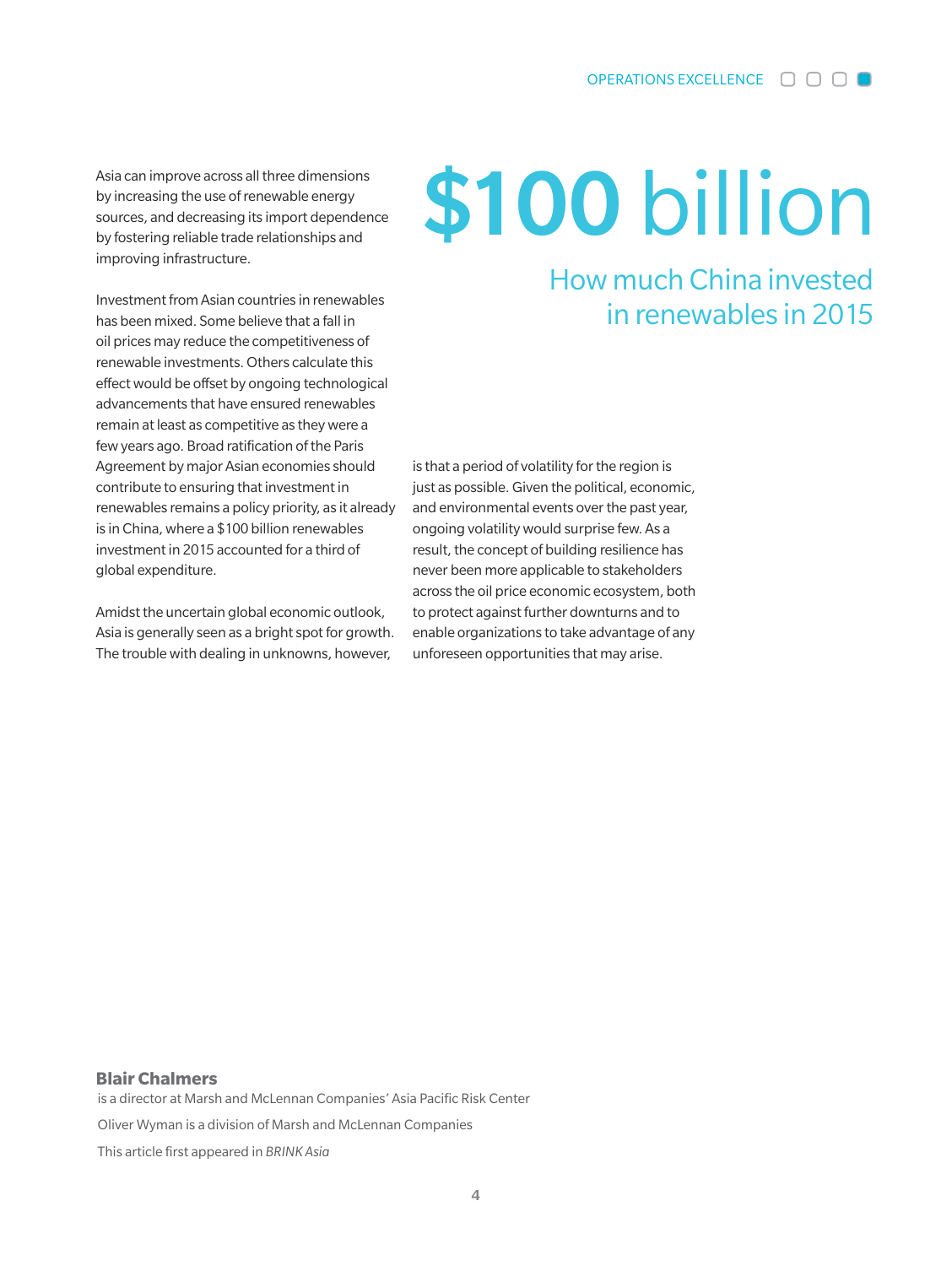Asia can improve across all three dimensions by increasing the use of renewable energy sources, and decreasing its import dependence by fostering reliable trade relationships and improving infrastructure.

Investment from Asian countries in renewables has been mixed. Some believe that a fall in oil prices may reduce the competitiveness of renewable investments. Others calculate this effect would be offset by ongoing technological advancements that have ensured renewables remain at least as competitive as they were a few years ago. Broad ratification of the Paris Agreement by major Asian economies should contribute to ensuring that investment in renewables remains a policy priority, as it already is in China, where a $100 billion renewables investment in 2015 accounted for a third of global expenditure.

Amidst the uncertain global economic outlook, Asia is generally seen as a bright spot for growth. The trouble with dealing in unknowns, however, is that a period of volatility for the region is just as possible. Given the political, economic, and environmental events over the past year, ongoing volatility would surprise few. As a result, the concept of building resilience has never been more applicable to stakeholders across the oil price economic ecosystem, both to protect against further downturns and to enable organizations to take advantage of any unforeseen opportunities that may arise.

# $100 billion

## How much China invested in renewables in 2015

**Blair Chalmers**
is a director at Marsh and McLennan Companies' Asia Pacific Risk Center

Oliver Wyman is a division of Marsh and McLennan Companies

This article first appeared in *BRINK Asia*